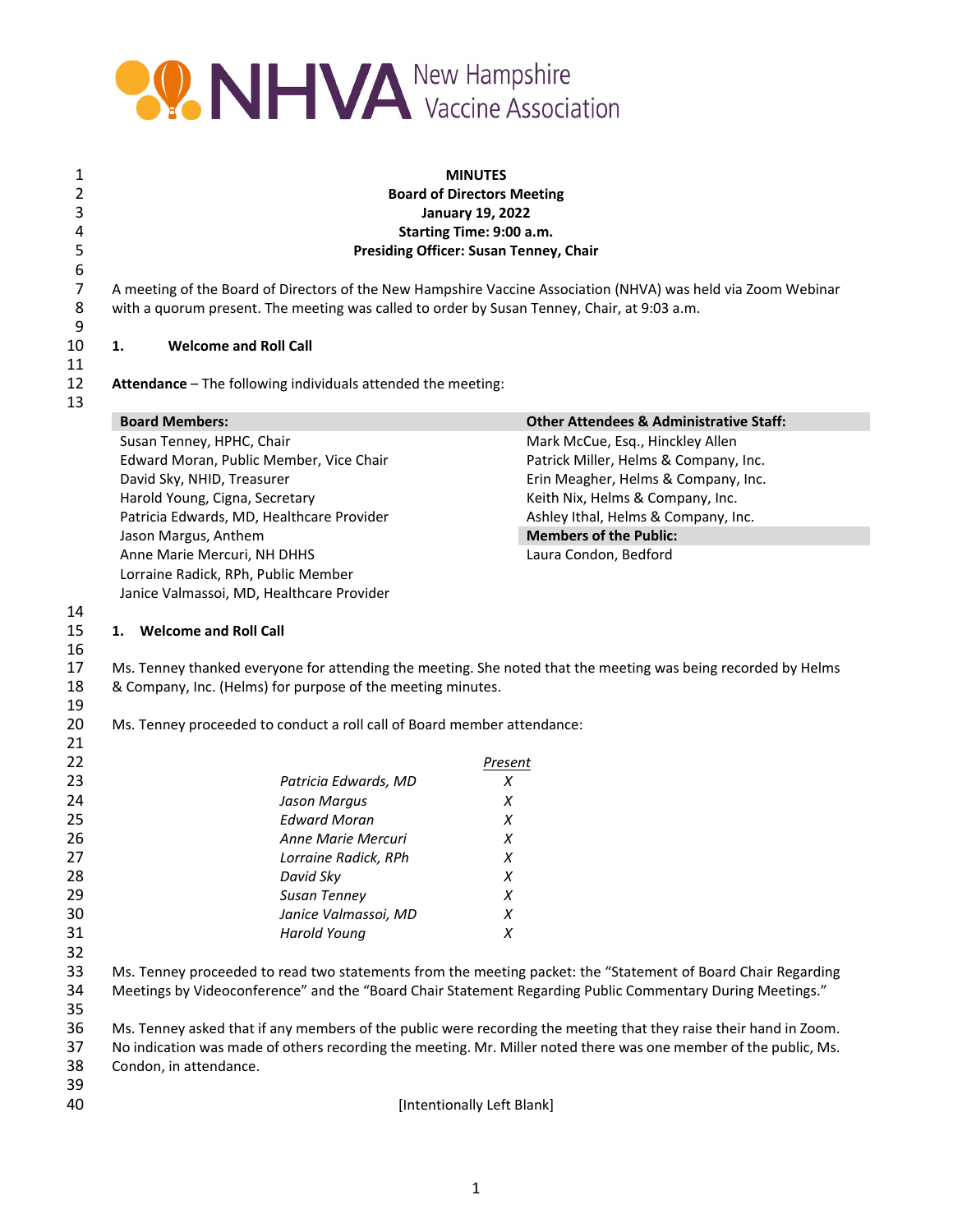NHVA New Hampshire Vaccine Association

**MINUTES**
**Board of Directors Meeting**
**January 19, 2022**
**Starting Time: 9:00 a.m.**
**Presiding Officer: Susan Tenney, Chair**

A meeting of the Board of Directors of the New Hampshire Vaccine Association (NHVA) was held via Zoom Webinar with a quorum present. The meeting was called to order by Susan Tenney, Chair, at 9:03 a.m.

**1. Welcome and Roll Call**

**Attendance** – The following individuals attended the meeting:

| Board Members: | Other Attendees & Administrative Staff: |
|---|---|
| Susan Tenney, HPHC, Chair | Mark McCue, Esq., Hinckley Allen |
| Edward Moran, Public Member, Vice Chair | Patrick Miller, Helms & Company, Inc. |
| David Sky, NHID, Treasurer | Erin Meagher, Helms & Company, Inc. |
| Harold Young, Cigna, Secretary | Keith Nix, Helms & Company, Inc. |
| Patricia Edwards, MD, Healthcare Provider | Ashley Ithal, Helms & Company, Inc. |
| Jason Margus, Anthem | **Members of the Public:** |
| Anne Marie Mercuri, NH DHHS | Laura Condon, Bedford |
| Lorraine Radick, RPh, Public Member | |
| Janice Valmassoi, MD, Healthcare Provider | |

**1. Welcome and Roll Call**

Ms. Tenney thanked everyone for attending the meeting. She noted that the meeting was being recorded by Helms & Company, Inc. (Helms) for purpose of the meeting minutes.

Ms. Tenney proceeded to conduct a roll call of Board member attendance:

| | *Present* |
|---|---|
| *Patricia Edwards, MD* | *X* |
| *Jason Margus* | *X* |
| *Edward Moran* | *X* |
| *Anne Marie Mercuri* | *X* |
| *Lorraine Radick, RPh* | *X* |
| *David Sky* | *X* |
| *Susan Tenney* | *X* |
| *Janice Valmassoi, MD* | *X* |
| *Harold Young* | *X* |

Ms. Tenney proceeded to read two statements from the meeting packet: the "Statement of Board Chair Regarding Meetings by Videoconference" and the "Board Chair Statement Regarding Public Commentary During Meetings."

Ms. Tenney asked that if any members of the public were recording the meeting that they raise their hand in Zoom. No indication was made of others recording the meeting. Mr. Miller noted there was one member of the public, Ms. Condon, in attendance.

[Intentionally Left Blank]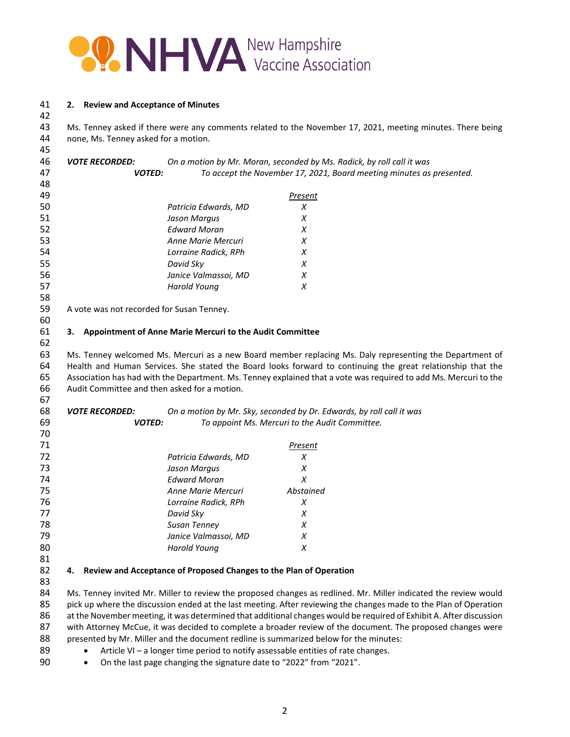## 2. Review and Acceptance of Minutes

Ms. Tenney asked if there were any comments related to the November 17, 2021, meeting minutes. There being none, Ms. Tenney asked for a motion.

***VOTE RECORDED:*** *On a motion by Mr. Moran, seconded by Ms. Radick, by roll call it was*
***VOTED:*** *To accept the November 17, 2021, Board meeting minutes as presented.*

| | Present |
|---|---|
| *Patricia Edwards, MD* | *X* |
| *Jason Margus* | *X* |
| *Edward Moran* | *X* |
| *Anne Marie Mercuri* | *X* |
| *Lorraine Radick, RPh* | *X* |
| *David Sky* | *X* |
| *Janice Valmassoi, MD* | *X* |
| *Harold Young* | *X* |

A vote was not recorded for Susan Tenney.

## 3. Appointment of Anne Marie Mercuri to the Audit Committee

Ms. Tenney welcomed Ms. Mercuri as a new Board member replacing Ms. Daly representing the Department of Health and Human Services. She stated the Board looks forward to continuing the great relationship that the Association has had with the Department. Ms. Tenney explained that a vote was required to add Ms. Mercuri to the Audit Committee and then asked for a motion.

***VOTE RECORDED:*** *On a motion by Mr. Sky, seconded by Dr. Edwards, by roll call it was*
***VOTED:*** *To appoint Ms. Mercuri to the Audit Committee.*

| | Present |
|---|---|
| *Patricia Edwards, MD* | *X* |
| *Jason Margus* | *X* |
| *Edward Moran* | *X* |
| *Anne Marie Mercuri* | *Abstained* |
| *Lorraine Radick, RPh* | *X* |
| *David Sky* | *X* |
| *Susan Tenney* | *X* |
| *Janice Valmassoi, MD* | *X* |
| *Harold Young* | *X* |

## 4. Review and Acceptance of Proposed Changes to the Plan of Operation

Ms. Tenney invited Mr. Miller to review the proposed changes as redlined. Mr. Miller indicated the review would pick up where the discussion ended at the last meeting. After reviewing the changes made to the Plan of Operation at the November meeting, it was determined that additional changes would be required of Exhibit A. After discussion with Attorney McCue, it was decided to complete a broader review of the document. The proposed changes were presented by Mr. Miller and the document redline is summarized below for the minutes:

- Article VI – a longer time period to notify assessable entities of rate changes.
- On the last page changing the signature date to "2022" from "2021".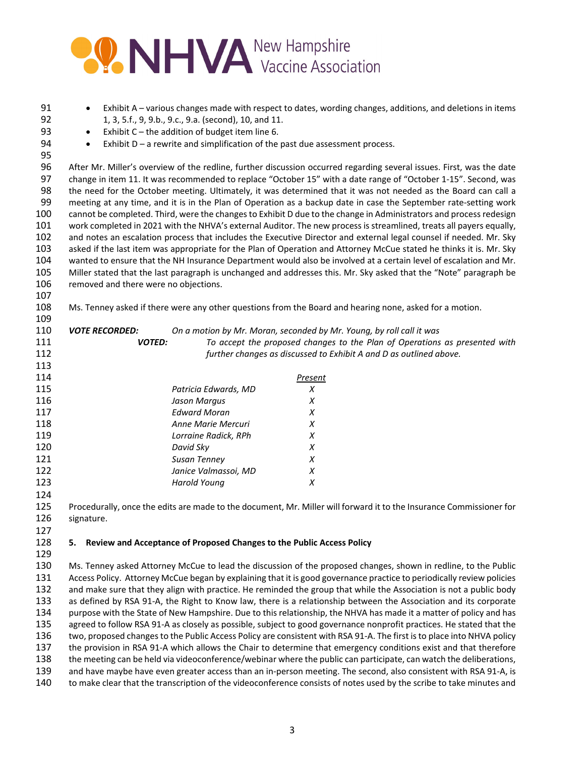- Exhibit A – various changes made with respect to dates, wording changes, additions, and deletions in items 1, 3, 5.f., 9, 9.b., 9.c., 9.a. (second), 10, and 11.
- Exhibit C – the addition of budget item line 6.
- Exhibit D – a rewrite and simplification of the past due assessment process.

After Mr. Miller's overview of the redline, further discussion occurred regarding several issues. First, was the date change in item 11. It was recommended to replace "October 15" with a date range of "October 1-15". Second, was the need for the October meeting. Ultimately, it was determined that it was not needed as the Board can call a meeting at any time, and it is in the Plan of Operation as a backup date in case the September rate-setting work cannot be completed. Third, were the changes to Exhibit D due to the change in Administrators and process redesign work completed in 2021 with the NHVA's external Auditor. The new process is streamlined, treats all payers equally, and notes an escalation process that includes the Executive Director and external legal counsel if needed. Mr. Sky asked if the last item was appropriate for the Plan of Operation and Attorney McCue stated he thinks it is. Mr. Sky wanted to ensure that the NH Insurance Department would also be involved at a certain level of escalation and Mr. Miller stated that the last paragraph is unchanged and addresses this. Mr. Sky asked that the "Note" paragraph be removed and there were no objections.

Ms. Tenney asked if there were any other questions from the Board and hearing none, asked for a motion.

***VOTE RECORDED:*** *On a motion by Mr. Moran, seconded by Mr. Young, by roll call it was*

***VOTED:*** *To accept the proposed changes to the Plan of Operations as presented with further changes as discussed to Exhibit A and D as outlined above.*

| | *Present* |
|---|---|
| *Patricia Edwards, MD* | *X* |
| *Jason Margus* | *X* |
| *Edward Moran* | *X* |
| *Anne Marie Mercuri* | *X* |
| *Lorraine Radick, RPh* | *X* |
| *David Sky* | *X* |
| *Susan Tenney* | *X* |
| *Janice Valmassoi, MD* | *X* |
| *Harold Young* | *X* |

Procedurally, once the edits are made to the document, Mr. Miller will forward it to the Insurance Commissioner for signature.

**5. Review and Acceptance of Proposed Changes to the Public Access Policy**

Ms. Tenney asked Attorney McCue to lead the discussion of the proposed changes, shown in redline, to the Public Access Policy. Attorney McCue began by explaining that it is good governance practice to periodically review policies and make sure that they align with practice. He reminded the group that while the Association is not a public body as defined by RSA 91-A, the Right to Know law, there is a relationship between the Association and its corporate purpose with the State of New Hampshire. Due to this relationship, the NHVA has made it a matter of policy and has agreed to follow RSA 91-A as closely as possible, subject to good governance nonprofit practices. He stated that the two, proposed changes to the Public Access Policy are consistent with RSA 91-A. The first is to place into NHVA policy the provision in RSA 91-A which allows the Chair to determine that emergency conditions exist and that therefore the meeting can be held via videoconference/webinar where the public can participate, can watch the deliberations, and have maybe have even greater access than an in-person meeting. The second, also consistent with RSA 91-A, is to make clear that the transcription of the videoconference consists of notes used by the scribe to take minutes and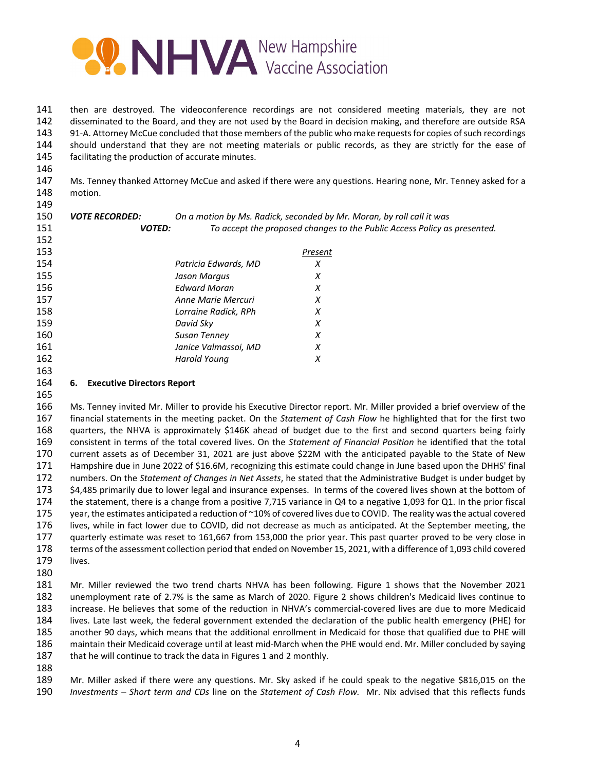then are destroyed. The videoconference recordings are not considered meeting materials, they are not disseminated to the Board, and they are not used by the Board in decision making, and therefore are outside RSA 91-A. Attorney McCue concluded that those members of the public who make requests for copies of such recordings should understand that they are not meeting materials or public records, as they are strictly for the ease of facilitating the production of accurate minutes.

Ms. Tenney thanked Attorney McCue and asked if there were any questions. Hearing none, Mr. Tenney asked for a motion.

***VOTE RECORDED:*** *On a motion by Ms. Radick, seconded by Mr. Moran, by roll call it was*
***VOTED:*** *To accept the proposed changes to the Public Access Policy as presented.*

| | *Present* |
|---|---|
| *Patricia Edwards, MD* | *X* |
| *Jason Margus* | *X* |
| *Edward Moran* | *X* |
| *Anne Marie Mercuri* | *X* |
| *Lorraine Radick, RPh* | *X* |
| *David Sky* | *X* |
| *Susan Tenney* | *X* |
| *Janice Valmassoi, MD* | *X* |
| *Harold Young* | *X* |

**6. Executive Directors Report**

Ms. Tenney invited Mr. Miller to provide his Executive Director report. Mr. Miller provided a brief overview of the financial statements in the meeting packet. On the *Statement of Cash Flow* he highlighted that for the first two quarters, the NHVA is approximately $146K ahead of budget due to the first and second quarters being fairly consistent in terms of the total covered lives. On the *Statement of Financial Position* he identified that the total current assets as of December 31, 2021 are just above $22M with the anticipated payable to the State of New Hampshire due in June 2022 of $16.6M, recognizing this estimate could change in June based upon the DHHS' final numbers. On the *Statement of Changes in Net Assets*, he stated that the Administrative Budget is under budget by $4,485 primarily due to lower legal and insurance expenses. In terms of the covered lives shown at the bottom of the statement, there is a change from a positive 7,715 variance in Q4 to a negative 1,093 for Q1. In the prior fiscal year, the estimates anticipated a reduction of ~10% of covered lives due to COVID. The reality was the actual covered lives, while in fact lower due to COVID, did not decrease as much as anticipated. At the September meeting, the quarterly estimate was reset to 161,667 from 153,000 the prior year. This past quarter proved to be very close in terms of the assessment collection period that ended on November 15, 2021, with a difference of 1,093 child covered lives.

Mr. Miller reviewed the two trend charts NHVA has been following. Figure 1 shows that the November 2021 unemployment rate of 2.7% is the same as March of 2020. Figure 2 shows children's Medicaid lives continue to increase. He believes that some of the reduction in NHVA's commercial-covered lives are due to more Medicaid lives. Late last week, the federal government extended the declaration of the public health emergency (PHE) for another 90 days, which means that the additional enrollment in Medicaid for those that qualified due to PHE will maintain their Medicaid coverage until at least mid-March when the PHE would end. Mr. Miller concluded by saying that he will continue to track the data in Figures 1 and 2 monthly.

Mr. Miller asked if there were any questions. Mr. Sky asked if he could speak to the negative $816,015 on the *Investments – Short term and CDs* line on the *Statement of Cash Flow.* Mr. Nix advised that this reflects funds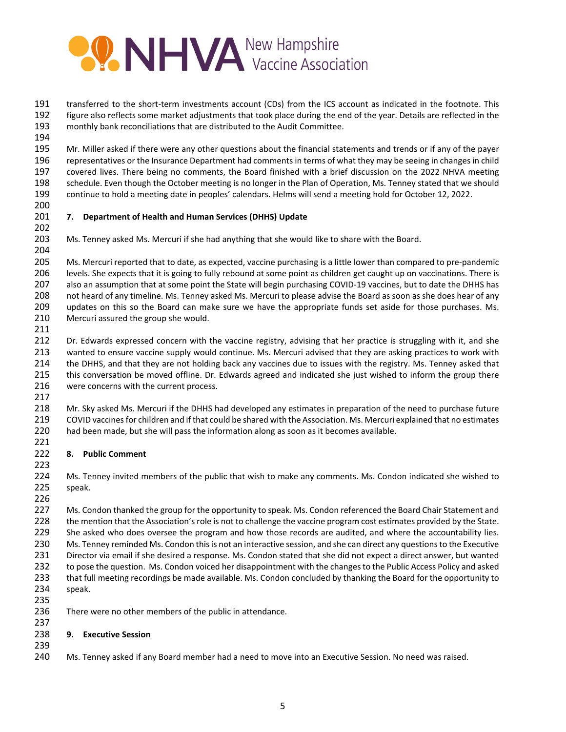transferred to the short-term investments account (CDs) from the ICS account as indicated in the footnote. This figure also reflects some market adjustments that took place during the end of the year. Details are reflected in the monthly bank reconciliations that are distributed to the Audit Committee.

Mr. Miller asked if there were any other questions about the financial statements and trends or if any of the payer representatives or the Insurance Department had comments in terms of what they may be seeing in changes in child covered lives. There being no comments, the Board finished with a brief discussion on the 2022 NHVA meeting schedule. Even though the October meeting is no longer in the Plan of Operation, Ms. Tenney stated that we should continue to hold a meeting date in peoples' calendars. Helms will send a meeting hold for October 12, 2022.

**7. Department of Health and Human Services (DHHS) Update**

Ms. Tenney asked Ms. Mercuri if she had anything that she would like to share with the Board.

Ms. Mercuri reported that to date, as expected, vaccine purchasing is a little lower than compared to pre-pandemic levels. She expects that it is going to fully rebound at some point as children get caught up on vaccinations. There is also an assumption that at some point the State will begin purchasing COVID-19 vaccines, but to date the DHHS has not heard of any timeline. Ms. Tenney asked Ms. Mercuri to please advise the Board as soon as she does hear of any updates on this so the Board can make sure we have the appropriate funds set aside for those purchases. Ms. Mercuri assured the group she would.

Dr. Edwards expressed concern with the vaccine registry, advising that her practice is struggling with it, and she wanted to ensure vaccine supply would continue. Ms. Mercuri advised that they are asking practices to work with the DHHS, and that they are not holding back any vaccines due to issues with the registry. Ms. Tenney asked that this conversation be moved offline. Dr. Edwards agreed and indicated she just wished to inform the group there were concerns with the current process.

Mr. Sky asked Ms. Mercuri if the DHHS had developed any estimates in preparation of the need to purchase future COVID vaccines for children and if that could be shared with the Association. Ms. Mercuri explained that no estimates had been made, but she will pass the information along as soon as it becomes available.

**8. Public Comment**

Ms. Tenney invited members of the public that wish to make any comments. Ms. Condon indicated she wished to speak.

Ms. Condon thanked the group for the opportunity to speak. Ms. Condon referenced the Board Chair Statement and the mention that the Association's role is not to challenge the vaccine program cost estimates provided by the State. She asked who does oversee the program and how those records are audited, and where the accountability lies. Ms. Tenney reminded Ms. Condon this is not an interactive session, and she can direct any questions to the Executive Director via email if she desired a response. Ms. Condon stated that she did not expect a direct answer, but wanted to pose the question. Ms. Condon voiced her disappointment with the changes to the Public Access Policy and asked that full meeting recordings be made available. Ms. Condon concluded by thanking the Board for the opportunity to speak.

There were no other members of the public in attendance.

**9. Executive Session**

Ms. Tenney asked if any Board member had a need to move into an Executive Session. No need was raised.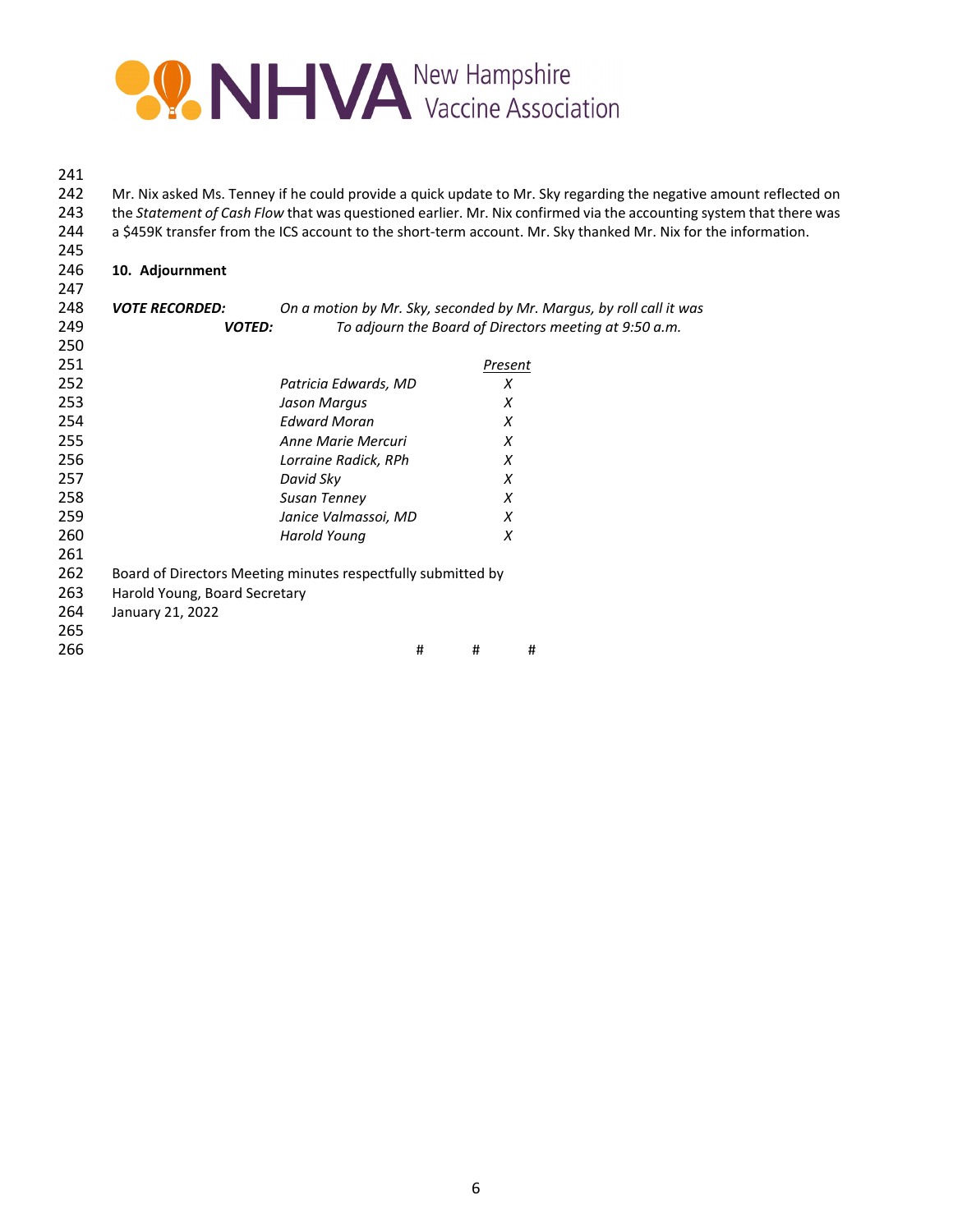Mr. Nix asked Ms. Tenney if he could provide a quick update to Mr. Sky regarding the negative amount reflected on the *Statement of Cash Flow* that was questioned earlier. Mr. Nix confirmed via the accounting system that there was a $459K transfer from the ICS account to the short-term account. Mr. Sky thanked Mr. Nix for the information.

**10. Adjournment**

***VOTE RECORDED:*** *On a motion by Mr. Sky, seconded by Mr. Margus, by roll call it was*
***VOTED:*** *To adjourn the Board of Directors meeting at 9:50 a.m.*

| | *Present* |
|---|---|
| *Patricia Edwards, MD* | *X* |
| *Jason Margus* | *X* |
| *Edward Moran* | *X* |
| *Anne Marie Mercuri* | *X* |
| *Lorraine Radick, RPh* | *X* |
| *David Sky* | *X* |
| *Susan Tenney* | *X* |
| *Janice Valmassoi, MD* | *X* |
| *Harold Young* | *X* |

Board of Directors Meeting minutes respectfully submitted by
Harold Young, Board Secretary
January 21, 2022

# # #